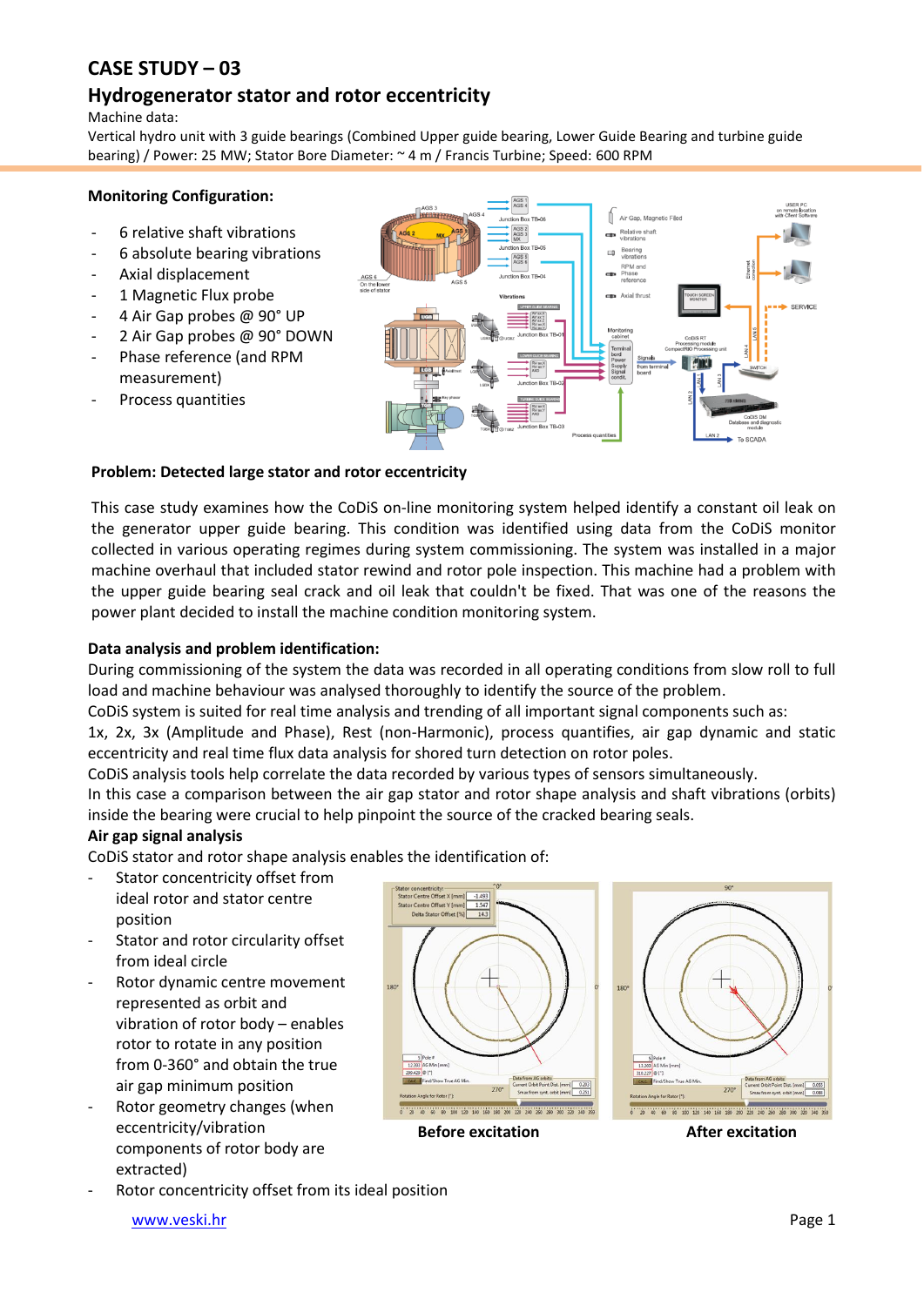# CASE STUDY – 03

## Hydrogenerator stator and rotor eccentricity

Machine data:

Vertical hydro unit with 3 guide bearings (Combined Upper guide bearing, Lower Guide Bearing and turbine guide bearing) / Power: 25 MW; Stator Bore Diameter: ~ 4 m / Francis Turbine; Speed: 600 RPM

**Monitoring Configuration:**

- 6 relative shaft vibrations
- 6 absolute bearing vibrations
- Axial displacement
- 1 Magnetic Flux probe
- 4 Air Gap probes @ 90° UP
- 2 Air Gap probes @ 90° DOWN
- Phase reference (and RPM measurement)
- Process quantities

**Problem: Detected large stator and rotor eccentricity**

This case study examines how the CoDiS on-line monitoring system helped identify a constant oil leak on the generator upper guide bearing. This condition was identified using data from the CoDiS monitor collected in various operating regimes during system commissioning. The system was installed in a major machine overhaul that included stator rewind and rotor pole inspection. This machine had a problem with the upper guide bearing seal crack and oil leak that couldn't be fixed. That was one of the reasons the power plant decided to install the machine condition monitoring system.

**Data analysis and problem identification:**

During commissioning of the system the data was recorded in all operating conditions from slow roll to full load and machine behaviour was analysed thoroughly to identify the source of the problem.

CoDiS system is suited for real time analysis and trending of all important signal components such as:

1x, 2x, 3x (Amplitude and Phase), Rest (non-Harmonic), process quantities, air gap dynamic and static eccentricity and real time flux data analysis for shored turn detection on rotor poles.

CoDiS analysis tools help correlate the data recorded by various types of sensors simultaneously.

In this case a comparison between the air gap stator and rotor shape analysis and shaft vibrations (orbits) inside the bearing were crucial to help pinpoint the source of the cracked bearing seals.

**Air gap signal analysis**

CoDiS stator and rotor shape analysis enables the identification of:

- Stator concentricity offset from ideal rotor and stator centre position
- Stator and rotor circularity offset from ideal circle
- Rotor dynamic centre movement represented as orbit and vibration of rotor body – enables rotor to rotate in any position from 0-360° and obtain the true air gap minimum position
- Rotor geometry changes (when eccentricity/vibration components of rotor body are extracted)
- Rotor concentricity offset from its ideal position

**Before excitation** **After excitation**

www.veski.hr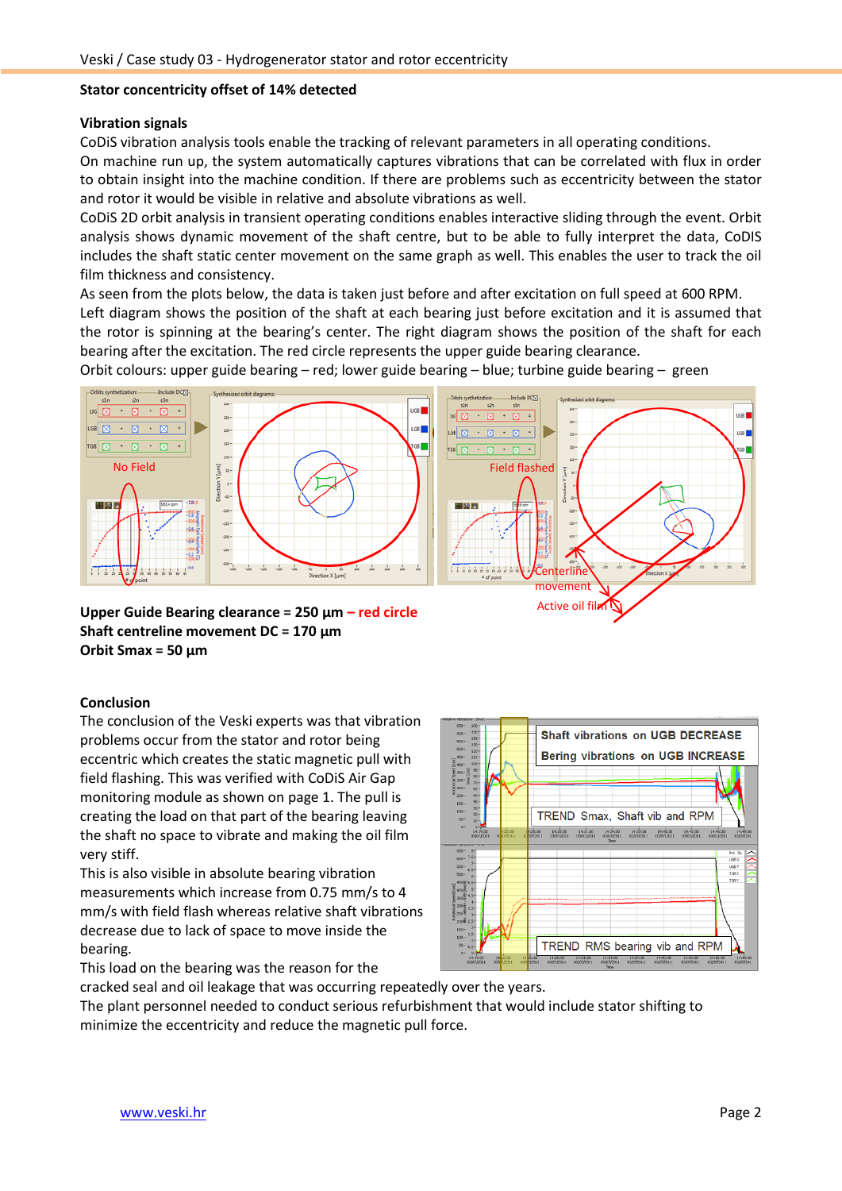**Stator concentricity offset of 14% detected**

**Vibration signals**

CoDiS vibration analysis tools enable the tracking of relevant parameters in all operating conditions.
On machine run up, the system automatically captures vibrations that can be correlated with flux in order to obtain insight into the machine condition. If there are problems such as eccentricity between the stator and rotor it would be visible in relative and absolute vibrations as well.
CoDiS 2D orbit analysis in transient operating conditions enables interactive sliding through the event. Orbit analysis shows dynamic movement of the shaft centre, but to be able to fully interpret the data, CoDIS includes the shaft static center movement on the same graph as well. This enables the user to track the oil film thickness and consistency.
As seen from the plots below, the data is taken just before and after excitation on full speed at 600 RPM.
Left diagram shows the position of the shaft at each bearing just before excitation and it is assumed that the rotor is spinning at the bearing's center. The right diagram shows the position of the shaft for each bearing after the excitation. The red circle represents the upper guide bearing clearance.
Orbit colours: upper guide bearing – red; lower guide bearing – blue; turbine guide bearing – green

No Field

Field flashed

Centerline movement

Active oil film

**Upper Guide Bearing clearance = 250 µm – red circle**
**Shaft centreline movement DC = 170 µm**
**Orbit Smax = 50 µm**

**Conclusion**

The conclusion of the Veski experts was that vibration problems occur from the stator and rotor being eccentric which creates the static magnetic pull with field flashing. This was verified with CoDiS Air Gap monitoring module as shown on page 1. The pull is creating the load on that part of the bearing leaving the shaft no space to vibrate and making the oil film very stiff.
This is also visible in absolute bearing vibration measurements which increase from 0.75 mm/s to 4 mm/s with field flash whereas relative shaft vibrations decrease due to lack of space to move inside the bearing.
This load on the bearing was the reason for the cracked seal and oil leakage that was occurring repeatedly over the years.
The plant personnel needed to conduct serious refurbishment that would include stator shifting to minimize the eccentricity and reduce the magnetic pull force.

Shaft vibrations on UGB DECREASE
Bering vibrations on UGB INCREASE
TREND Smax, Shaft vib and RPM
TREND RMS bearing vib and RPM